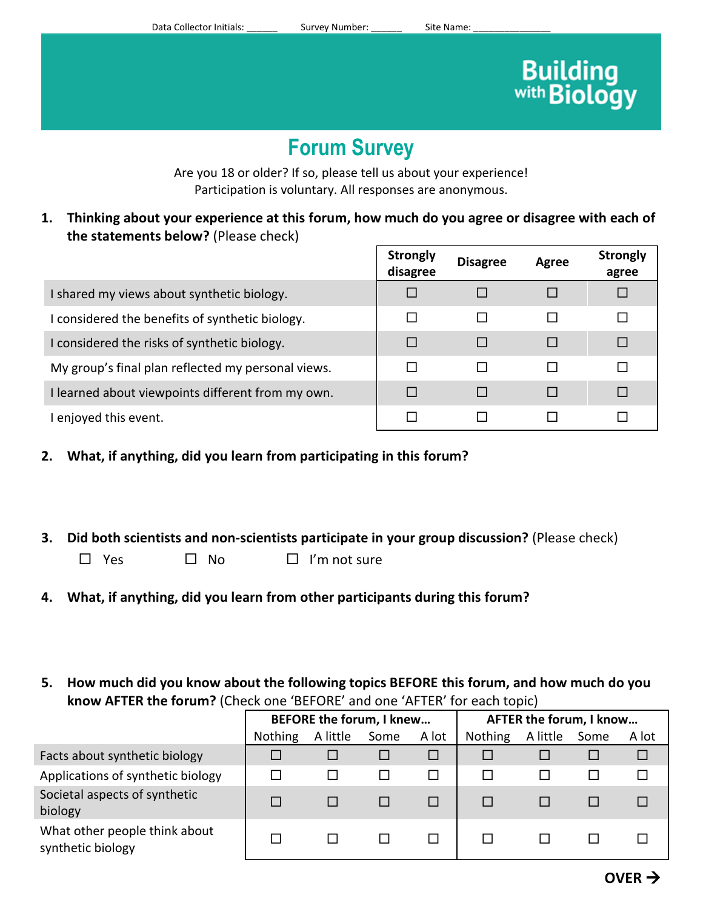Data Collector Initials: ______ Survey Number: ______ Site Name: _______________

Building with Biology

# Forum Survey

Are you 18 or older? If so, please tell us about your experience!
Participation is voluntary. All responses are anonymous.

1. **Thinking about your experience at this forum, how much do you agree or disagree with each of the statements below?** (Please check)

| | Strongly disagree | Disagree | Agree | Strongly agree |
|---|---|---|---|---|
| I shared my views about synthetic biology. | ☐ | ☐ | ☐ | ☐ |
| I considered the benefits of synthetic biology. | ☐ | ☐ | ☐ | ☐ |
| I considered the risks of synthetic biology. | ☐ | ☐ | ☐ | ☐ |
| My group's final plan reflected my personal views. | ☐ | ☐ | ☐ | ☐ |
| I learned about viewpoints different from my own. | ☐ | ☐ | ☐ | ☐ |
| I enjoyed this event. | ☐ | ☐ | ☐ | ☐ |

2. **What, if anything, did you learn from participating in this forum?**

3. **Did both scientists and non-scientists participate in your group discussion?** (Please check)

   ☐ Yes ☐ No ☐ I'm not sure

4. **What, if anything, did you learn from other participants during this forum?**

5. **How much did you know about the following topics BEFORE this forum, and how much do you know AFTER the forum?** (Check one 'BEFORE' and one 'AFTER' for each topic)

| | BEFORE the forum, I knew… | | | | AFTER the forum, I know… | | | |
|---|---|---|---|---|---|---|---|---|
| | Nothing | A little | Some | A lot | Nothing | A little | Some | A lot |
| Facts about synthetic biology | ☐ | ☐ | ☐ | ☐ | ☐ | ☐ | ☐ | ☐ |
| Applications of synthetic biology | ☐ | ☐ | ☐ | ☐ | ☐ | ☐ | ☐ | ☐ |
| Societal aspects of synthetic biology | ☐ | ☐ | ☐ | ☐ | ☐ | ☐ | ☐ | ☐ |
| What other people think about synthetic biology | ☐ | ☐ | ☐ | ☐ | ☐ | ☐ | ☐ | ☐ |

**OVER →**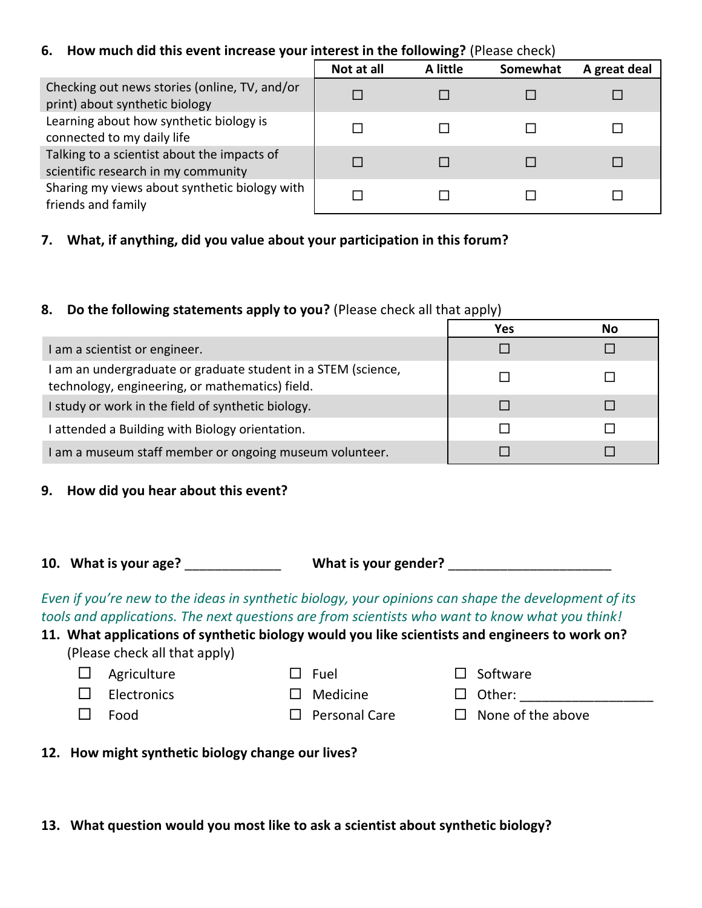**6. How much did this event increase your interest in the following?** (Please check)

| | Not at all | A little | Somewhat | A great deal |
|---|---|---|---|---|
| Checking out news stories (online, TV, and/or print) about synthetic biology | ☐ | ☐ | ☐ | ☐ |
| Learning about how synthetic biology is connected to my daily life | ☐ | ☐ | ☐ | ☐ |
| Talking to a scientist about the impacts of scientific research in my community | ☐ | ☐ | ☐ | ☐ |
| Sharing my views about synthetic biology with friends and family | ☐ | ☐ | ☐ | ☐ |

**7. What, if anything, did you value about your participation in this forum?**

**8. Do the following statements apply to you?** (Please check all that apply)

| | Yes | No |
|---|---|---|
| I am a scientist or engineer. | ☐ | ☐ |
| I am an undergraduate or graduate student in a STEM (science, technology, engineering, or mathematics) field. | ☐ | ☐ |
| I study or work in the field of synthetic biology. | ☐ | ☐ |
| I attended a Building with Biology orientation. | ☐ | ☐ |
| I am a museum staff member or ongoing museum volunteer. | ☐ | ☐ |

**9. How did you hear about this event?**

**10. What is your age?** _____________ **What is your gender?** ______________________

*Even if you're new to the ideas in synthetic biology, your opinions can shape the development of its tools and applications. The next questions are from scientists who want to know what you think!*

**11. What applications of synthetic biology would you like scientists and engineers to work on?** (Please check all that apply)

- ☐ Agriculture
- ☐ Electronics
- ☐ Food
- ☐ Fuel
- ☐ Medicine
- ☐ Personal Care
- ☐ Software
- ☐ Other: _________________
- ☐ None of the above

**12. How might synthetic biology change our lives?**

**13. What question would you most like to ask a scientist about synthetic biology?**